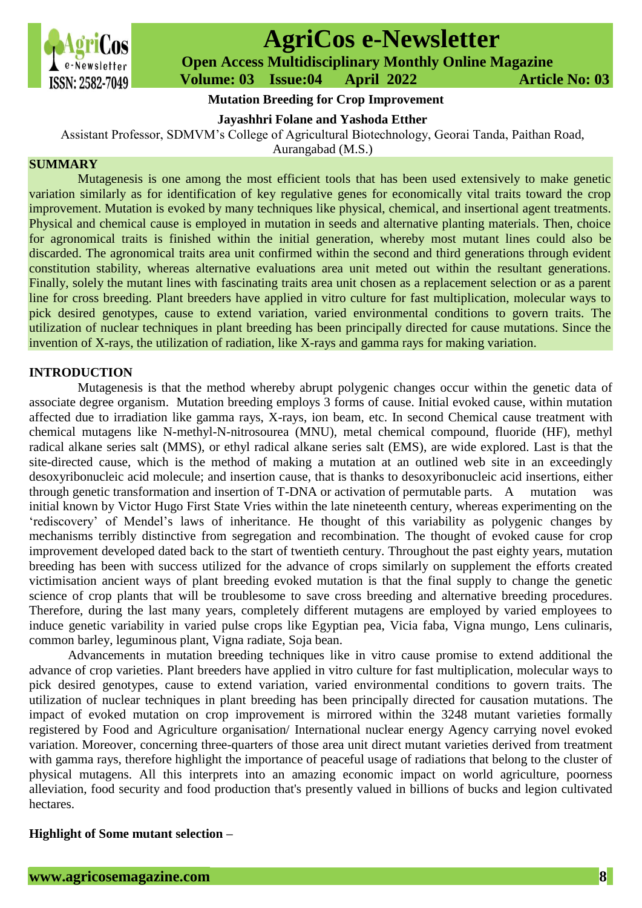# Mutation Breeding for Crop Improvement

**Jayashhri Folane and Yashoda Etther**

Assistant Professor, SDMVM's College of Agricultural Biotechnology, Georai Tanda, Paithan Road, Aurangabad (M.S.)

## SUMMARY

Mutagenesis is one among the most efficient tools that has been used extensively to make genetic variation similarly as for identification of key regulative genes for economically vital traits toward the crop improvement. Mutation is evoked by many techniques like physical, chemical, and insertional agent treatments. Physical and chemical cause is employed in mutation in seeds and alternative planting materials. Then, choice for agronomical traits is finished within the initial generation, whereby most mutant lines could also be discarded. The agronomical traits area unit confirmed within the second and third generations through evident constitution stability, whereas alternative evaluations area unit meted out within the resultant generations. Finally, solely the mutant lines with fascinating traits area unit chosen as a replacement selection or as a parent line for cross breeding. Plant breeders have applied in vitro culture for fast multiplication, molecular ways to pick desired genotypes, cause to extend variation, varied environmental conditions to govern traits. The utilization of nuclear techniques in plant breeding has been principally directed for cause mutations. Since the invention of X-rays, the utilization of radiation, like X-rays and gamma rays for making variation.

## INTRODUCTION

Mutagenesis is that the method whereby abrupt polygenic changes occur within the genetic data of associate degree organism. Mutation breeding employs 3 forms of cause. Initial evoked cause, within mutation affected due to irradiation like gamma rays, X-rays, ion beam, etc. In second Chemical cause treatment with chemical mutagens like N-methyl-N-nitrosourea (MNU), metal chemical compound, fluoride (HF), methyl radical alkane series salt (MMS), or ethyl radical alkane series salt (EMS), are wide explored. Last is that the site-directed cause, which is the method of making a mutation at an outlined web site in an exceedingly desoxyribonucleic acid molecule; and insertion cause, that is thanks to desoxyribonucleic acid insertions, either through genetic transformation and insertion of T-DNA or activation of permutable parts. A mutation was initial known by Victor Hugo First State Vries within the late nineteenth century, whereas experimenting on the 'rediscovery' of Mendel's laws of inheritance. He thought of this variability as polygenic changes by mechanisms terribly distinctive from segregation and recombination. The thought of evoked cause for crop improvement developed dated back to the start of twentieth century. Throughout the past eighty years, mutation breeding has been with success utilized for the advance of crops similarly on supplement the efforts created victimisation ancient ways of plant breeding evoked mutation is that the final supply to change the genetic science of crop plants that will be troublesome to save cross breeding and alternative breeding procedures. Therefore, during the last many years, completely different mutagens are employed by varied employees to induce genetic variability in varied pulse crops like Egyptian pea, Vicia faba, Vigna mungo, Lens culinaris, common barley, leguminous plant, Vigna radiate, Soja bean.

Advancements in mutation breeding techniques like in vitro cause promise to extend additional the advance of crop varieties. Plant breeders have applied in vitro culture for fast multiplication, molecular ways to pick desired genotypes, cause to extend variation, varied environmental conditions to govern traits. The utilization of nuclear techniques in plant breeding has been principally directed for causation mutations. The impact of evoked mutation on crop improvement is mirrored within the 3248 mutant varieties formally registered by Food and Agriculture organisation/ International nuclear energy Agency carrying novel evoked variation. Moreover, concerning three-quarters of those area unit direct mutant varieties derived from treatment with gamma rays, therefore highlight the importance of peaceful usage of radiations that belong to the cluster of physical mutagens. All this interprets into an amazing economic impact on world agriculture, poorness alleviation, food security and food production that's presently valued in billions of bucks and legion cultivated hectares.

**Highlight of Some mutant selection –**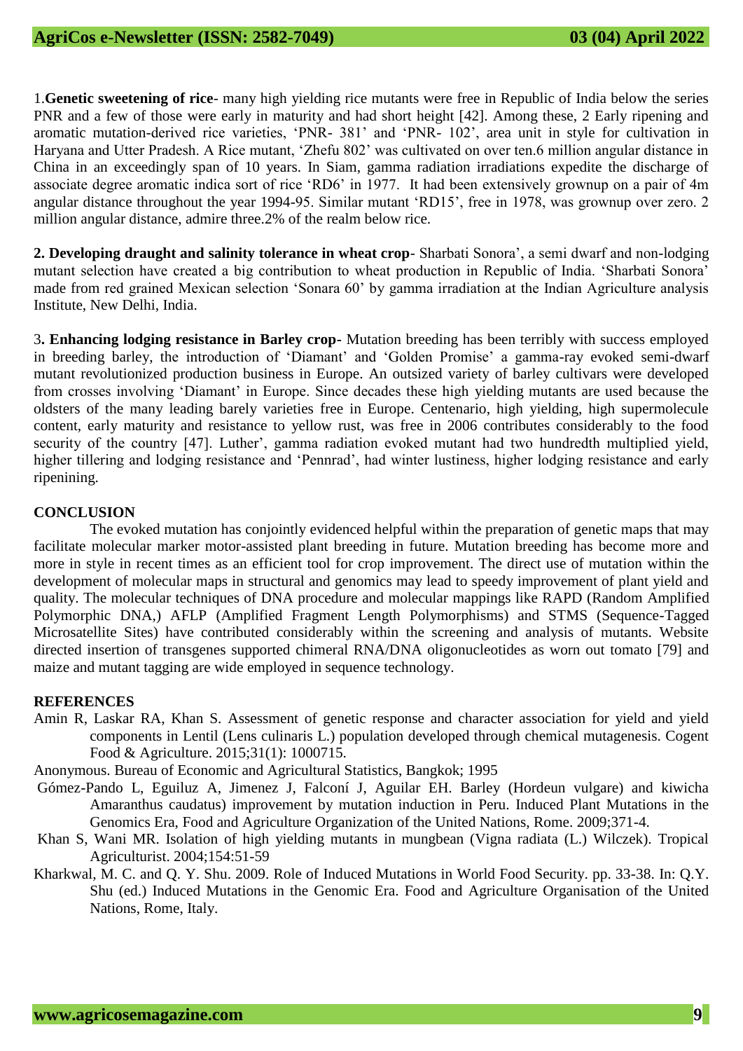1.**Genetic sweetening of rice**- many high yielding rice mutants were free in Republic of India below the series PNR and a few of those were early in maturity and had short height [42]. Among these, 2 Early ripening and aromatic mutation-derived rice varieties, 'PNR- 381' and 'PNR- 102', area unit in style for cultivation in Haryana and Utter Pradesh. A Rice mutant, 'Zhefu 802' was cultivated on over ten.6 million angular distance in China in an exceedingly span of 10 years. In Siam, gamma radiation irradiations expedite the discharge of associate degree aromatic indica sort of rice 'RD6' in 1977. It had been extensively grownup on a pair of 4m angular distance throughout the year 1994-95. Similar mutant 'RD15', free in 1978, was grownup over zero. 2 million angular distance, admire three.2% of the realm below rice.

**2. Developing draught and salinity tolerance in wheat crop**- Sharbati Sonora', a semi dwarf and non-lodging mutant selection have created a big contribution to wheat production in Republic of India. 'Sharbati Sonora' made from red grained Mexican selection 'Sonara 60' by gamma irradiation at the Indian Agriculture analysis Institute, New Delhi, India.

3**. Enhancing lodging resistance in Barley crop**- Mutation breeding has been terribly with success employed in breeding barley, the introduction of 'Diamant' and 'Golden Promise' a gamma-ray evoked semi-dwarf mutant revolutionized production business in Europe. An outsized variety of barley cultivars were developed from crosses involving 'Diamant' in Europe. Since decades these high yielding mutants are used because the oldsters of the many leading barely varieties free in Europe. Centenario, high yielding, high supermolecule content, early maturity and resistance to yellow rust, was free in 2006 contributes considerably to the food security of the country [47]. Luther', gamma radiation evoked mutant had two hundredth multiplied yield, higher tillering and lodging resistance and 'Pennrad', had winter lustiness, higher lodging resistance and early ripenining.

## CONCLUSION

The evoked mutation has conjointly evidenced helpful within the preparation of genetic maps that may facilitate molecular marker motor-assisted plant breeding in future. Mutation breeding has become more and more in style in recent times as an efficient tool for crop improvement. The direct use of mutation within the development of molecular maps in structural and genomics may lead to speedy improvement of plant yield and quality. The molecular techniques of DNA procedure and molecular mappings like RAPD (Random Amplified Polymorphic DNA,) AFLP (Amplified Fragment Length Polymorphisms) and STMS (Sequence-Tagged Microsatellite Sites) have contributed considerably within the screening and analysis of mutants. Website directed insertion of transgenes supported chimeral RNA/DNA oligonucleotides as worn out tomato [79] and maize and mutant tagging are wide employed in sequence technology.

## REFERENCES

Amin R, Laskar RA, Khan S. Assessment of genetic response and character association for yield and yield components in Lentil (Lens culinaris L.) population developed through chemical mutagenesis. Cogent Food & Agriculture. 2015;31(1): 1000715.

Anonymous. Bureau of Economic and Agricultural Statistics, Bangkok; 1995

Gómez-Pando L, Eguiluz A, Jimenez J, Falconí J, Aguilar EH. Barley (Hordeun vulgare) and kiwicha Amaranthus caudatus) improvement by mutation induction in Peru. Induced Plant Mutations in the Genomics Era, Food and Agriculture Organization of the United Nations, Rome. 2009;371-4.

Khan S, Wani MR. Isolation of high yielding mutants in mungbean (Vigna radiata (L.) Wilczek). Tropical Agriculturist. 2004;154:51-59

Kharkwal, M. C. and Q. Y. Shu. 2009. Role of Induced Mutations in World Food Security. pp. 33-38. In: Q.Y. Shu (ed.) Induced Mutations in the Genomic Era. Food and Agriculture Organisation of the United Nations, Rome, Italy.